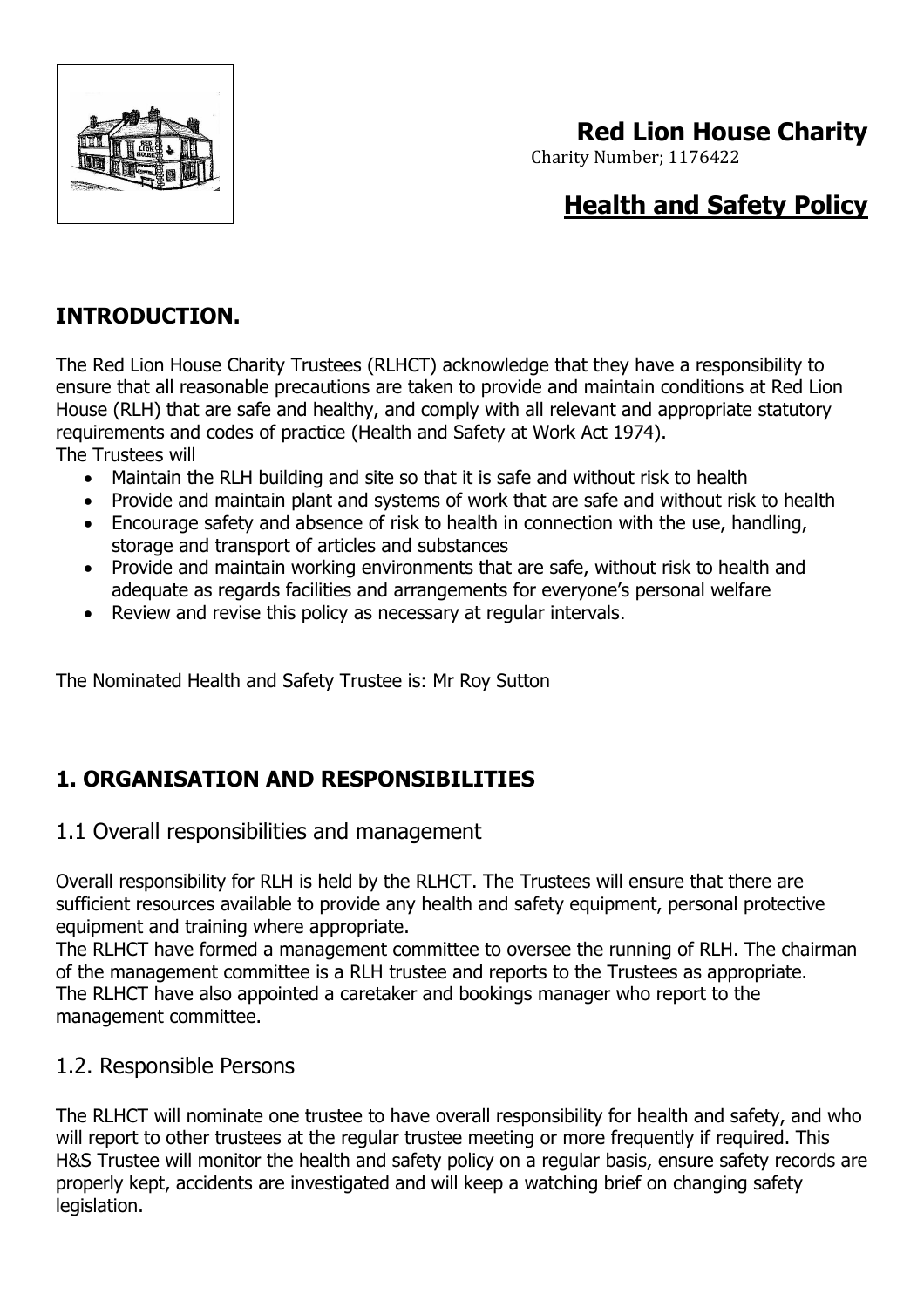# Red Lion House Charity

Charity Number; 1176422

# Health and Safety Policy

## INTRODUCTION.

The Red Lion House Charity Trustees (RLHCT) acknowledge that they have a responsibility to ensure that all reasonable precautions are taken to provide and maintain conditions at Red Lion House (RLH) that are safe and healthy, and comply with all relevant and appropriate statutory requirements and codes of practice (Health and Safety at Work Act 1974).
The Trustees will

- Maintain the RLH building and site so that it is safe and without risk to health
- Provide and maintain plant and systems of work that are safe and without risk to health
- Encourage safety and absence of risk to health in connection with the use, handling, storage and transport of articles and substances
- Provide and maintain working environments that are safe, without risk to health and adequate as regards facilities and arrangements for everyone's personal welfare
- Review and revise this policy as necessary at regular intervals.

The Nominated Health and Safety Trustee is: Mr Roy Sutton

## 1. ORGANISATION AND RESPONSIBILITIES

### 1.1 Overall responsibilities and management

Overall responsibility for RLH is held by the RLHCT. The Trustees will ensure that there are sufficient resources available to provide any health and safety equipment, personal protective equipment and training where appropriate.
The RLHCT have formed a management committee to oversee the running of RLH. The chairman of the management committee is a RLH trustee and reports to the Trustees as appropriate.
The RLHCT have also appointed a caretaker and bookings manager who report to the management committee.

### 1.2. Responsible Persons

The RLHCT will nominate one trustee to have overall responsibility for health and safety, and who will report to other trustees at the regular trustee meeting or more frequently if required. This H&S Trustee will monitor the health and safety policy on a regular basis, ensure safety records are properly kept, accidents are investigated and will keep a watching brief on changing safety legislation.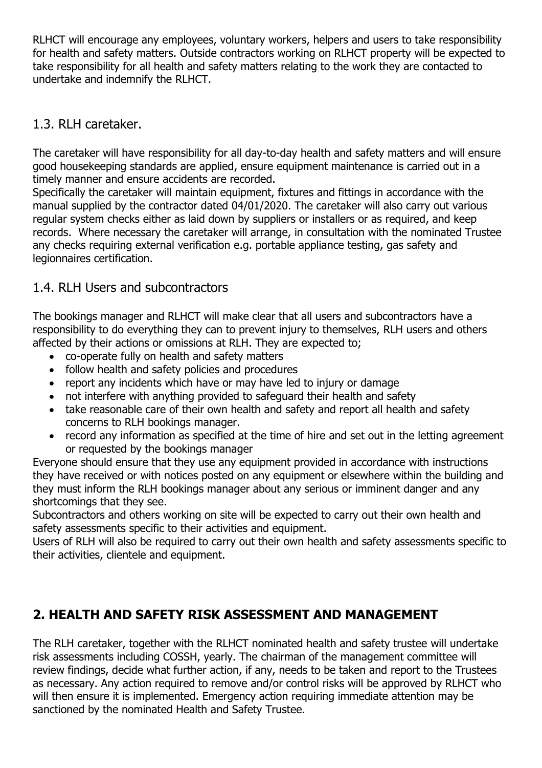RLHCT will encourage any employees, voluntary workers, helpers and users to take responsibility for health and safety matters. Outside contractors working on RLHCT property will be expected to take responsibility for all health and safety matters relating to the work they are contacted to undertake and indemnify the RLHCT.

## 1.3. RLH caretaker.

The caretaker will have responsibility for all day-to-day health and safety matters and will ensure good housekeeping standards are applied, ensure equipment maintenance is carried out in a timely manner and ensure accidents are recorded.
Specifically the caretaker will maintain equipment, fixtures and fittings in accordance with the manual supplied by the contractor dated 04/01/2020. The caretaker will also carry out various regular system checks either as laid down by suppliers or installers or as required, and keep records. Where necessary the caretaker will arrange, in consultation with the nominated Trustee any checks requiring external verification e.g. portable appliance testing, gas safety and legionnaires certification.

## 1.4. RLH Users and subcontractors

The bookings manager and RLHCT will make clear that all users and subcontractors have a responsibility to do everything they can to prevent injury to themselves, RLH users and others affected by their actions or omissions at RLH. They are expected to;

- co-operate fully on health and safety matters
- follow health and safety policies and procedures
- report any incidents which have or may have led to injury or damage
- not interfere with anything provided to safeguard their health and safety
- take reasonable care of their own health and safety and report all health and safety concerns to RLH bookings manager.
- record any information as specified at the time of hire and set out in the letting agreement or requested by the bookings manager

Everyone should ensure that they use any equipment provided in accordance with instructions they have received or with notices posted on any equipment or elsewhere within the building and they must inform the RLH bookings manager about any serious or imminent danger and any shortcomings that they see.
Subcontractors and others working on site will be expected to carry out their own health and safety assessments specific to their activities and equipment.
Users of RLH will also be required to carry out their own health and safety assessments specific to their activities, clientele and equipment.

# 2. HEALTH AND SAFETY RISK ASSESSMENT AND MANAGEMENT

The RLH caretaker, together with the RLHCT nominated health and safety trustee will undertake risk assessments including COSSH, yearly. The chairman of the management committee will review findings, decide what further action, if any, needs to be taken and report to the Trustees as necessary. Any action required to remove and/or control risks will be approved by RLHCT who will then ensure it is implemented. Emergency action requiring immediate attention may be sanctioned by the nominated Health and Safety Trustee.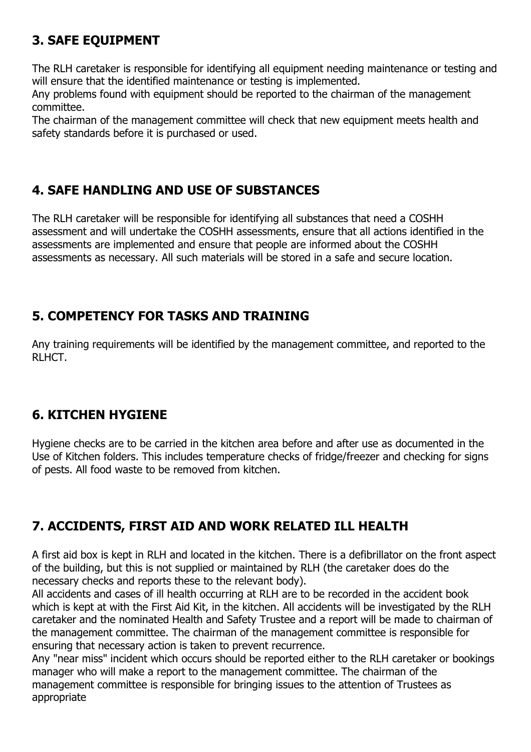## 3. SAFE EQUIPMENT

The RLH caretaker is responsible for identifying all equipment needing maintenance or testing and will ensure that the identified maintenance or testing is implemented.
Any problems found with equipment should be reported to the chairman of the management committee.
The chairman of the management committee will check that new equipment meets health and safety standards before it is purchased or used.

## 4. SAFE HANDLING AND USE OF SUBSTANCES

The RLH caretaker will be responsible for identifying all substances that need a COSHH assessment and will undertake the COSHH assessments, ensure that all actions identified in the assessments are implemented and ensure that people are informed about the COSHH assessments as necessary. All such materials will be stored in a safe and secure location.

## 5. COMPETENCY FOR TASKS AND TRAINING

Any training requirements will be identified by the management committee, and reported to the RLHCT.

## 6. KITCHEN HYGIENE

Hygiene checks are to be carried in the kitchen area before and after use as documented in the Use of Kitchen folders. This includes temperature checks of fridge/freezer and checking for signs of pests. All food waste to be removed from kitchen.

## 7. ACCIDENTS, FIRST AID AND WORK RELATED ILL HEALTH

A first aid box is kept in RLH and located in the kitchen. There is a defibrillator on the front aspect of the building, but this is not supplied or maintained by RLH (the caretaker does do the necessary checks and reports these to the relevant body).
All accidents and cases of ill health occurring at RLH are to be recorded in the accident book which is kept at with the First Aid Kit, in the kitchen. All accidents will be investigated by the RLH caretaker and the nominated Health and Safety Trustee and a report will be made to chairman of the management committee. The chairman of the management committee is responsible for ensuring that necessary action is taken to prevent recurrence.
Any "near miss" incident which occurs should be reported either to the RLH caretaker or bookings manager who will make a report to the management committee. The chairman of the management committee is responsible for bringing issues to the attention of Trustees as appropriate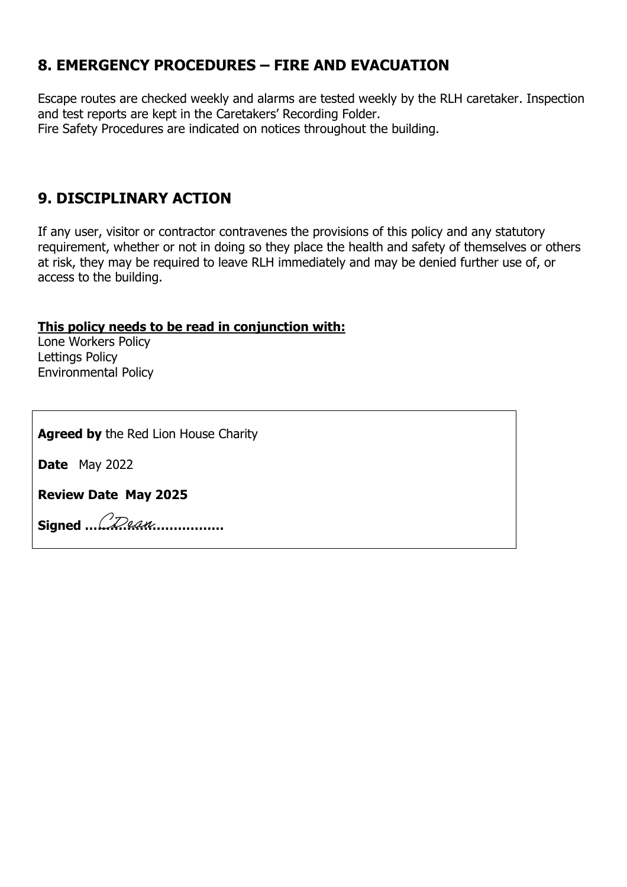## 8. EMERGENCY PROCEDURES – FIRE AND EVACUATION

Escape routes are checked weekly and alarms are tested weekly by the RLH caretaker. Inspection and test reports are kept in the Caretakers' Recording Folder.
Fire Safety Procedures are indicated on notices throughout the building.

## 9. DISCIPLINARY ACTION

If any user, visitor or contractor contravenes the provisions of this policy and any statutory requirement, whether or not in doing so they place the health and safety of themselves or others at risk, they may be required to leave RLH immediately and may be denied further use of, or access to the building.

**This policy needs to be read in conjunction with:**
Lone Workers Policy
Lettings Policy
Environmental Policy

**Agreed by** the Red Lion House Charity

**Date** May 2022

**Review Date May 2025**

**Signed** ……CDean………………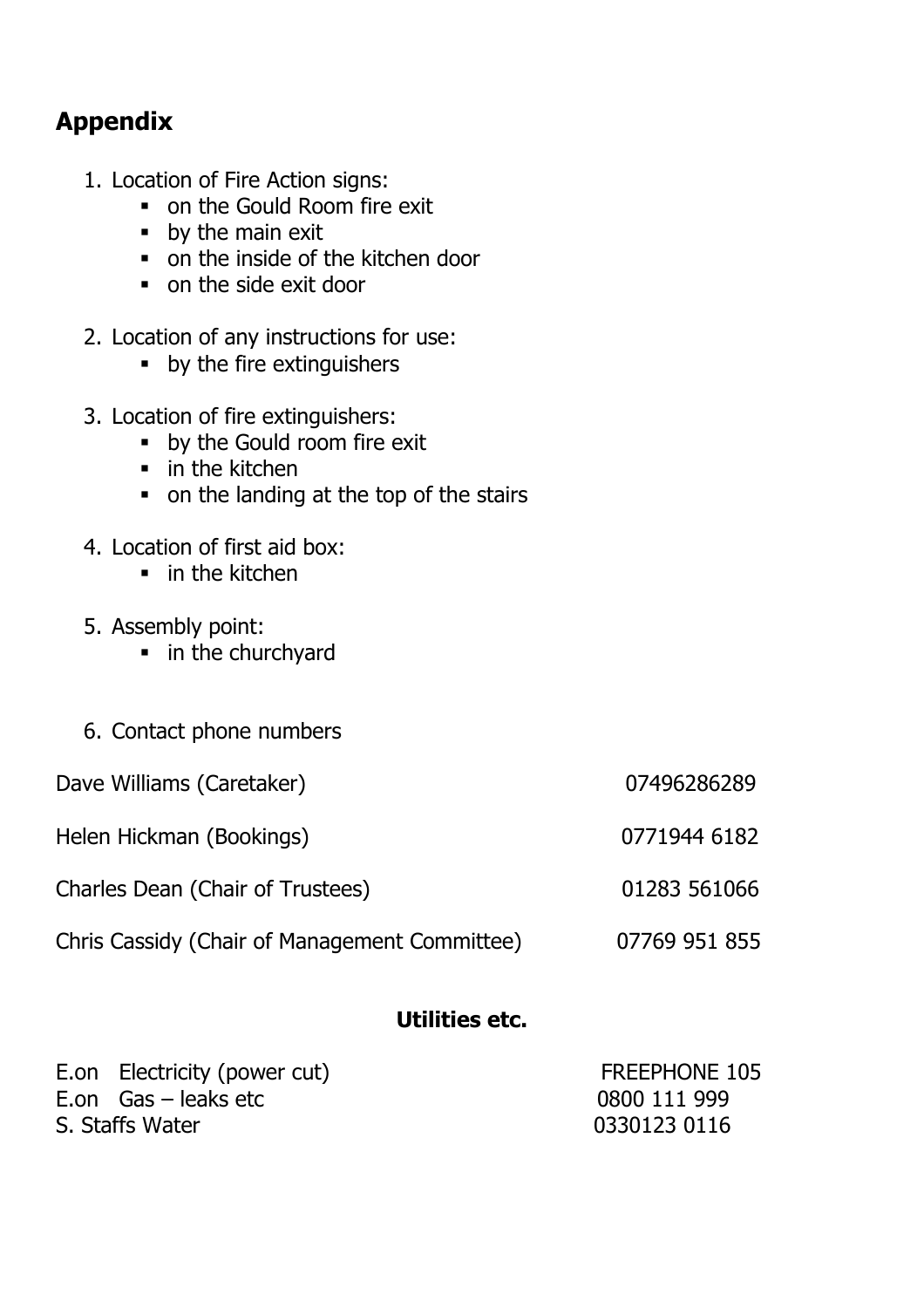## Appendix

1. Location of Fire Action signs:
   - on the Gould Room fire exit
   - by the main exit
   - on the inside of the kitchen door
   - on the side exit door

2. Location of any instructions for use:
   - by the fire extinguishers

3. Location of fire extinguishers:
   - by the Gould room fire exit
   - in the kitchen
   - on the landing at the top of the stairs

4. Location of first aid box:
   - in the kitchen

5. Assembly point:
   - in the churchyard

6. Contact phone numbers

| | |
|---|---|
| Dave Williams (Caretaker) | 07496286289 |
| Helen Hickman (Bookings) | 0771944 6182 |
| Charles Dean (Chair of Trustees) | 01283 561066 |
| Chris Cassidy (Chair of Management Committee) | 07769 951 855 |

**Utilities etc.**

| | |
|---|---|
| E.on Electricity (power cut) | FREEPHONE 105 |
| E.on Gas – leaks etc | 0800 111 999 |
| S. Staffs Water | 0330123 0116 |